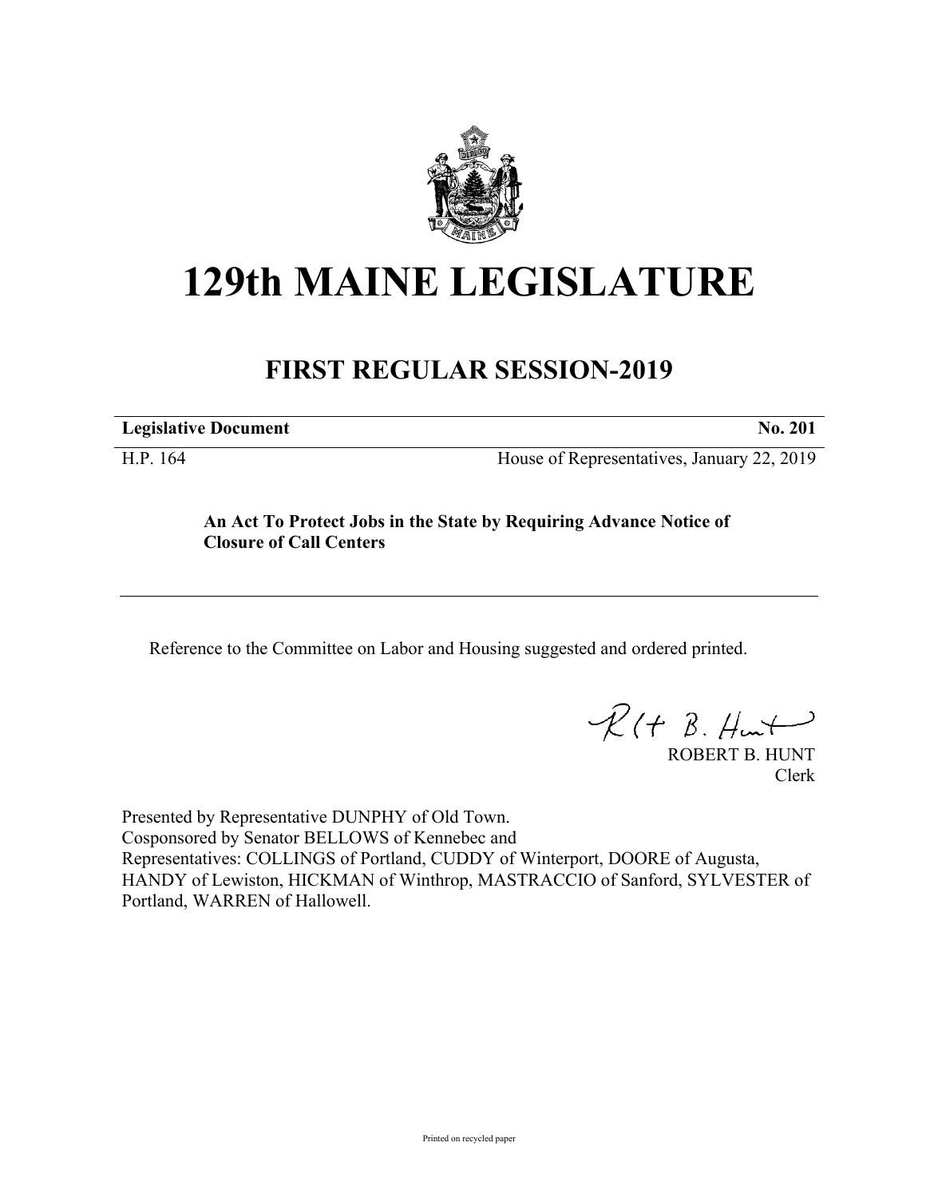# 129th MAINE LEGISLATURE

## FIRST REGULAR SESSION-2019

| **Legislative Document** | **No. 201** |
|---|---|
| H.P. 164 | House of Representatives, January 22, 2019 |

**An Act To Protect Jobs in the State by Requiring Advance Notice of Closure of Call Centers**

Reference to the Committee on Labor and Housing suggested and ordered printed.

ROBERT B. HUNT
Clerk

Presented by Representative DUNPHY of Old Town.
Cosponsored by Senator BELLOWS of Kennebec and
Representatives: COLLINGS of Portland, CUDDY of Winterport, DOORE of Augusta, HANDY of Lewiston, HICKMAN of Winthrop, MASTRACCIO of Sanford, SYLVESTER of Portland, WARREN of Hallowell.

Printed on recycled paper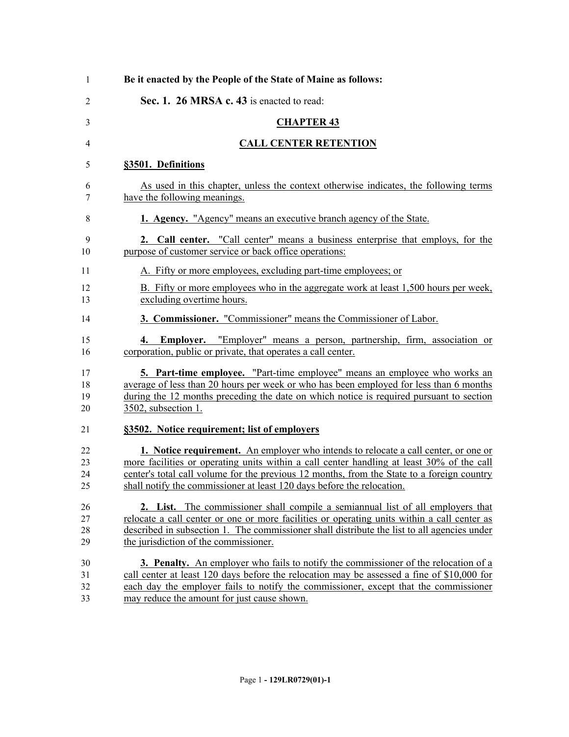**Be it enacted by the People of the State of Maine as follows:**

**Sec. 1. 26 MRSA c. 43** is enacted to read:

## CHAPTER 43

## CALL CENTER RETENTION

### §3501. Definitions

As used in this chapter, unless the context otherwise indicates, the following terms have the following meanings.

**1. Agency.** "Agency" means an executive branch agency of the State.

**2. Call center.** "Call center" means a business enterprise that employs, for the purpose of customer service or back office operations:

A. Fifty or more employees, excluding part-time employees; or

B. Fifty or more employees who in the aggregate work at least 1,500 hours per week, excluding overtime hours.

**3. Commissioner.** "Commissioner" means the Commissioner of Labor.

**4. Employer.** "Employer" means a person, partnership, firm, association or corporation, public or private, that operates a call center.

**5. Part-time employee.** "Part-time employee" means an employee who works an average of less than 20 hours per week or who has been employed for less than 6 months during the 12 months preceding the date on which notice is required pursuant to section 3502, subsection 1.

### §3502. Notice requirement; list of employers

**1. Notice requirement.** An employer who intends to relocate a call center, or one or more facilities or operating units within a call center handling at least 30% of the call center's total call volume for the previous 12 months, from the State to a foreign country shall notify the commissioner at least 120 days before the relocation.

**2. List.** The commissioner shall compile a semiannual list of all employers that relocate a call center or one or more facilities or operating units within a call center as described in subsection 1. The commissioner shall distribute the list to all agencies under the jurisdiction of the commissioner.

**3. Penalty.** An employer who fails to notify the commissioner of the relocation of a call center at least 120 days before the relocation may be assessed a fine of $10,000 for each day the employer fails to notify the commissioner, except that the commissioner may reduce the amount for just cause shown.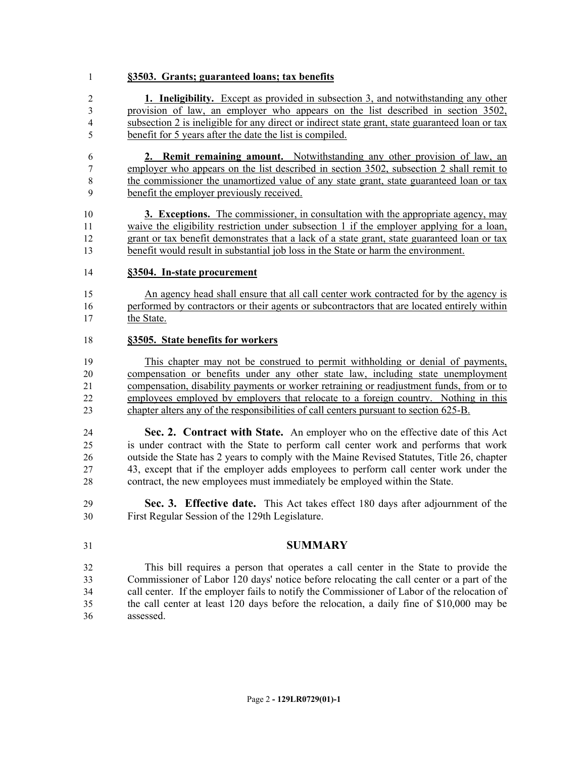**§3503. Grants; guaranteed loans; tax benefits**

**1. Ineligibility.** Except as provided in subsection 3, and notwithstanding any other provision of law, an employer who appears on the list described in section 3502, subsection 2 is ineligible for any direct or indirect state grant, state guaranteed loan or tax benefit for 5 years after the date the list is compiled.

**2. Remit remaining amount.** Notwithstanding any other provision of law, an employer who appears on the list described in section 3502, subsection 2 shall remit to the commissioner the unamortized value of any state grant, state guaranteed loan or tax benefit the employer previously received.

**3. Exceptions.** The commissioner, in consultation with the appropriate agency, may waive the eligibility restriction under subsection 1 if the employer applying for a loan, grant or tax benefit demonstrates that a lack of a state grant, state guaranteed loan or tax benefit would result in substantial job loss in the State or harm the environment.

**§3504. In-state procurement**

An agency head shall ensure that all call center work contracted for by the agency is performed by contractors or their agents or subcontractors that are located entirely within the State.

**§3505. State benefits for workers**

This chapter may not be construed to permit withholding or denial of payments, compensation or benefits under any other state law, including state unemployment compensation, disability payments or worker retraining or readjustment funds, from or to employees employed by employers that relocate to a foreign country. Nothing in this chapter alters any of the responsibilities of call centers pursuant to section 625-B.

**Sec. 2. Contract with State.** An employer who on the effective date of this Act is under contract with the State to perform call center work and performs that work outside the State has 2 years to comply with the Maine Revised Statutes, Title 26, chapter 43, except that if the employer adds employees to perform call center work under the contract, the new employees must immediately be employed within the State.

**Sec. 3. Effective date.** This Act takes effect 180 days after adjournment of the First Regular Session of the 129th Legislature.

## SUMMARY

This bill requires a person that operates a call center in the State to provide the Commissioner of Labor 120 days' notice before relocating the call center or a part of the call center. If the employer fails to notify the Commissioner of Labor of the relocation of the call center at least 120 days before the relocation, a daily fine of $10,000 may be assessed.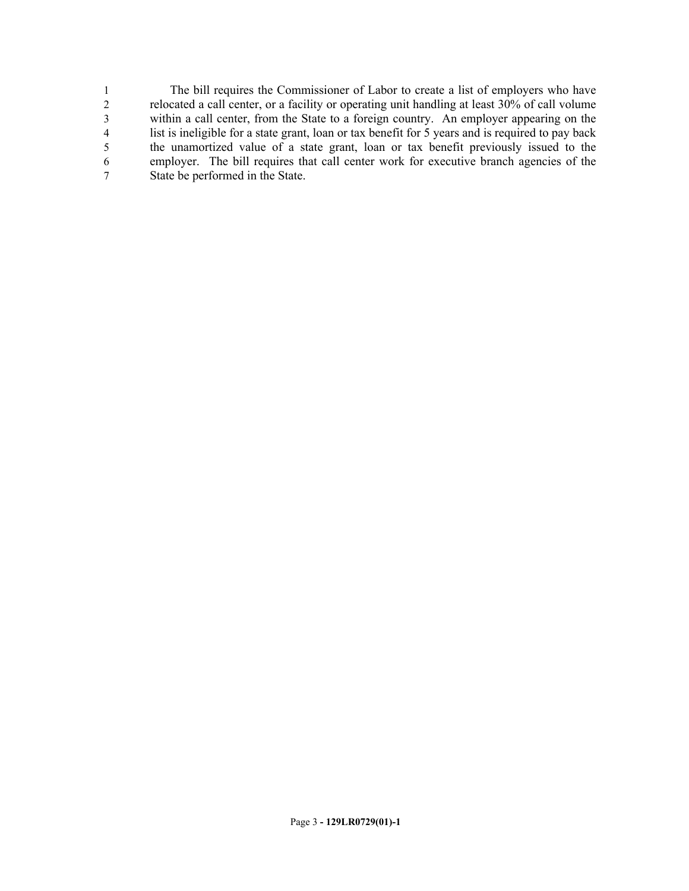The bill requires the Commissioner of Labor to create a list of employers who have relocated a call center, or a facility or operating unit handling at least 30% of call volume within a call center, from the State to a foreign country. An employer appearing on the list is ineligible for a state grant, loan or tax benefit for 5 years and is required to pay back the unamortized value of a state grant, loan or tax benefit previously issued to the employer. The bill requires that call center work for executive branch agencies of the State be performed in the State.